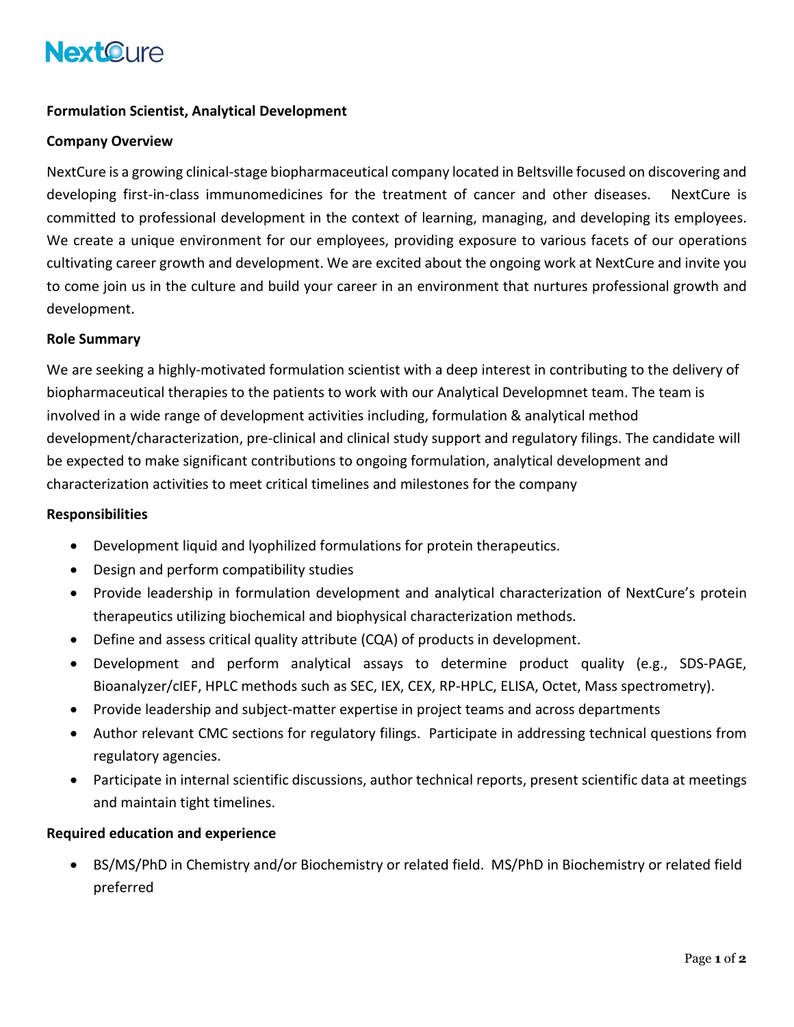NextCure

**Formulation Scientist, Analytical Development**

**Company Overview**

NextCure is a growing clinical-stage biopharmaceutical company located in Beltsville focused on discovering and developing first-in-class immunomedicines for the treatment of cancer and other diseases. NextCure is committed to professional development in the context of learning, managing, and developing its employees. We create a unique environment for our employees, providing exposure to various facets of our operations cultivating career growth and development. We are excited about the ongoing work at NextCure and invite you to come join us in the culture and build your career in an environment that nurtures professional growth and development.

**Role Summary**

We are seeking a highly-motivated formulation scientist with a deep interest in contributing to the delivery of biopharmaceutical therapies to the patients to work with our Analytical Developmnet team. The team is involved in a wide range of development activities including, formulation & analytical method development/characterization, pre-clinical and clinical study support and regulatory filings. The candidate will be expected to make significant contributions to ongoing formulation, analytical development and characterization activities to meet critical timelines and milestones for the company

**Responsibilities**

- Development liquid and lyophilized formulations for protein therapeutics.
- Design and perform compatibility studies
- Provide leadership in formulation development and analytical characterization of NextCure's protein therapeutics utilizing biochemical and biophysical characterization methods.
- Define and assess critical quality attribute (CQA) of products in development.
- Development and perform analytical assays to determine product quality (e.g., SDS-PAGE, Bioanalyzer/cIEF, HPLC methods such as SEC, IEX, CEX, RP-HPLC, ELISA, Octet, Mass spectrometry).
- Provide leadership and subject-matter expertise in project teams and across departments
- Author relevant CMC sections for regulatory filings. Participate in addressing technical questions from regulatory agencies.
- Participate in internal scientific discussions, author technical reports, present scientific data at meetings and maintain tight timelines.

**Required education and experience**

- BS/MS/PhD in Chemistry and/or Biochemistry or related field. MS/PhD in Biochemistry or related field preferred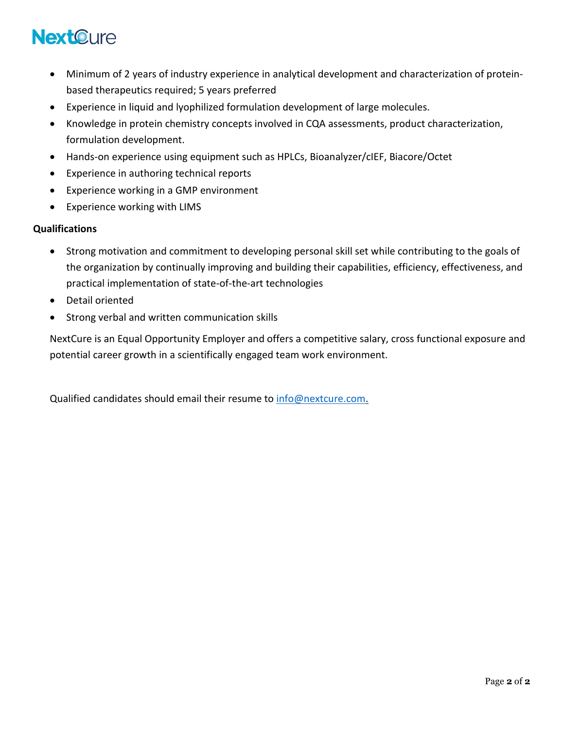- Minimum of 2 years of industry experience in analytical development and characterization of protein-based therapeutics required; 5 years preferred
- Experience in liquid and lyophilized formulation development of large molecules.
- Knowledge in protein chemistry concepts involved in CQA assessments, product characterization, formulation development.
- Hands-on experience using equipment such as HPLCs, Bioanalyzer/cIEF, Biacore/Octet
- Experience in authoring technical reports
- Experience working in a GMP environment
- Experience working with LIMS

**Qualifications**

- Strong motivation and commitment to developing personal skill set while contributing to the goals of the organization by continually improving and building their capabilities, efficiency, effectiveness, and practical implementation of state-of-the-art technologies
- Detail oriented
- Strong verbal and written communication skills

NextCure is an Equal Opportunity Employer and offers a competitive salary, cross functional exposure and potential career growth in a scientifically engaged team work environment.

Qualified candidates should email their resume to info@nextcure.com.